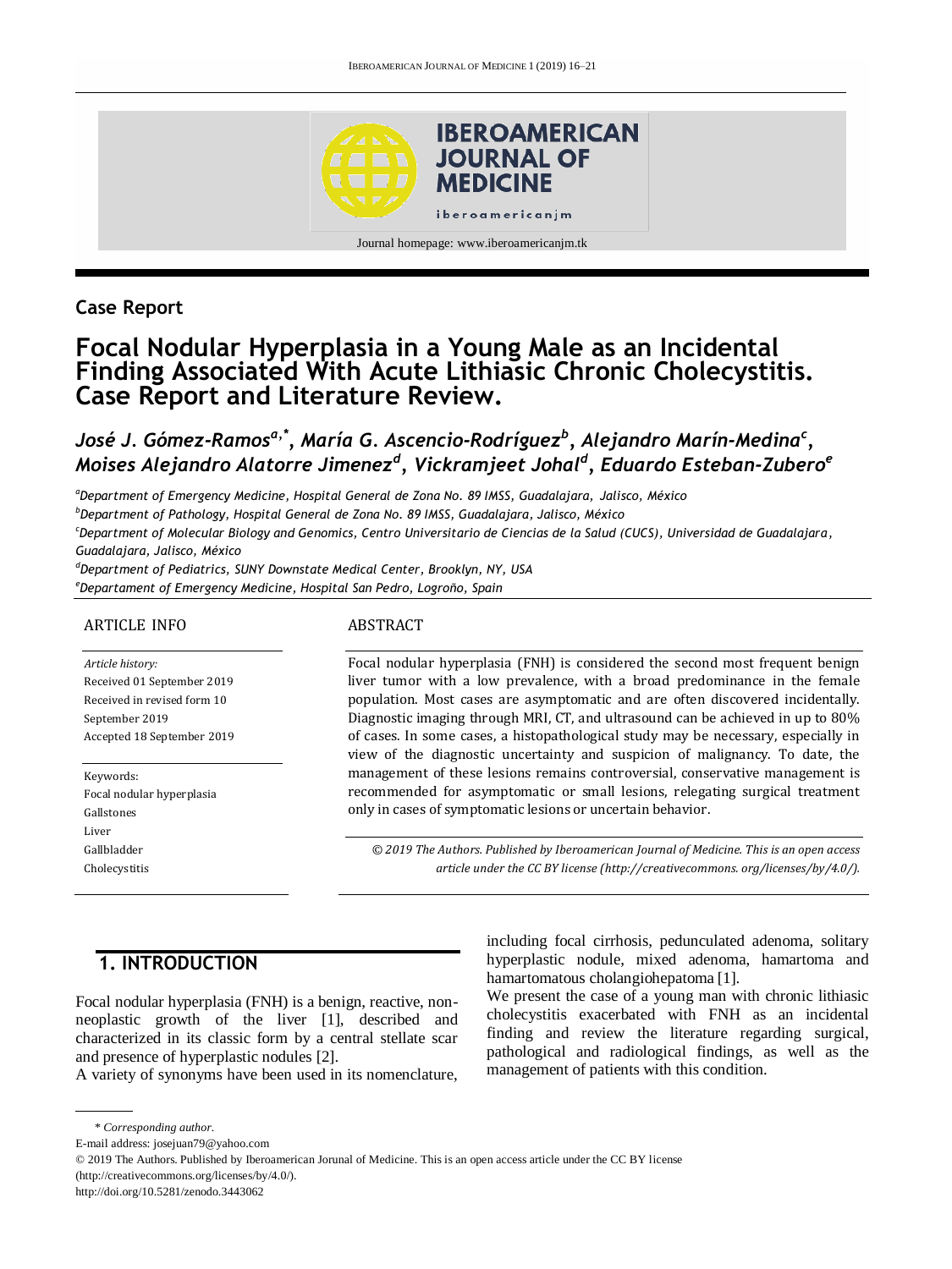Journal homepage: www.iberoamericanjm.tk

## Case Report

# Focal Nodular Hyperplasia in a Young Male as an Incidental Finding Associated With Acute Lithiasic Chronic Cholecystitis. Case Report and Literature Review.

*José J. Gómez-Ramos[a,*], María G. Ascencio-Rodríguez[b], Alejandro Marín-Medina[c], Moises Alejandro Alatorre Jimenez[d], Vickramjeet Johal[d], Eduardo Esteban-Zubero[e]*

[a] *Department of Emergency Medicine, Hospital General de Zona No. 89 IMSS, Guadalajara, Jalisco, México*
[b] *Department of Pathology, Hospital General de Zona No. 89 IMSS, Guadalajara, Jalisco, México*
[c] *Department of Molecular Biology and Genomics, Centro Universitario de Ciencias de la Salud (CUCS), Universidad de Guadalajara, Guadalajara, Jalisco, México*
[d] *Department of Pediatrics, SUNY Downstate Medical Center, Brooklyn, NY, USA*
[e] *Departament of Emergency Medicine, Hospital San Pedro, Logroño, Spain*

### ARTICLE INFO

*Article history:*
Received 01 September 2019
Received in revised form 10 September 2019
Accepted 18 September 2019

Keywords:
Focal nodular hyperplasia
Gallstones
Liver
Gallbladder
Cholecystitis

### ABSTRACT

Focal nodular hyperplasia (FNH) is considered the second most frequent benign liver tumor with a low prevalence, with a broad predominance in the female population. Most cases are asymptomatic and are often discovered incidentally. Diagnostic imaging through MRI, CT, and ultrasound can be achieved in up to 80% of cases. In some cases, a histopathological study may be necessary, especially in view of the diagnostic uncertainty and suspicion of malignancy. To date, the management of these lesions remains controversial, conservative management is recommended for asymptomatic or small lesions, relegating surgical treatment only in cases of symptomatic lesions or uncertain behavior.

*© 2019 The Authors. Published by Iberoamerican Journal of Medicine. This is an open access article under the CC BY license (http://creativecommons. org/licenses/by/4.0/).*

## 1. INTRODUCTION

Focal nodular hyperplasia (FNH) is a benign, reactive, non-neoplastic growth of the liver [1], described and characterized in its classic form by a central stellate scar and presence of hyperplastic nodules [2].

A variety of synonyms have been used in its nomenclature, including focal cirrhosis, pedunculated adenoma, solitary hyperplastic nodule, mixed adenoma, hamartoma and hamartomatous cholangiohepatoma [1].

We present the case of a young man with chronic lithiasic cholecystitis exacerbated with FNH as an incidental finding and review the literature regarding surgical, pathological and radiological findings, as well as the management of patients with this condition.

\* *Corresponding author.*
E-mail address: josejuan79@yahoo.com
© 2019 The Authors. Published by Iberoamerican Jorunal of Medicine. This is an open access article under the CC BY license (http://creativecommons.org/licenses/by/4.0/).
http://doi.org/10.5281/zenodo.3443062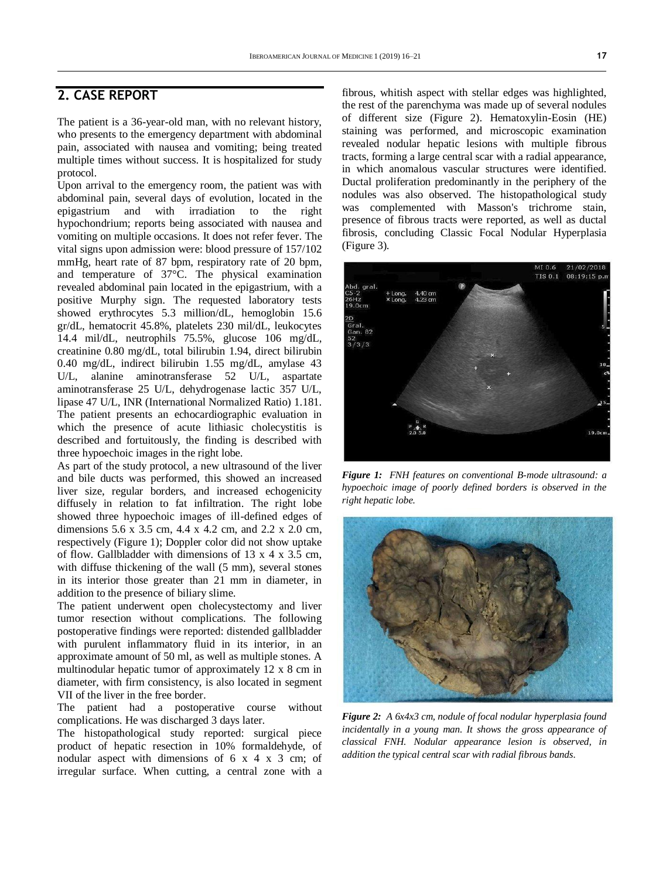## 2. CASE REPORT

The patient is a 36-year-old man, with no relevant history, who presents to the emergency department with abdominal pain, associated with nausea and vomiting; being treated multiple times without success. It is hospitalized for study protocol.

Upon arrival to the emergency room, the patient was with abdominal pain, several days of evolution, located in the epigastrium and with irradiation to the right hypochondrium; reports being associated with nausea and vomiting on multiple occasions. It does not refer fever. The vital signs upon admission were: blood pressure of 157/102 mmHg, heart rate of 87 bpm, respiratory rate of 20 bpm, and temperature of 37°C. The physical examination revealed abdominal pain located in the epigastrium, with a positive Murphy sign. The requested laboratory tests showed erythrocytes 5.3 million/dL, hemoglobin 15.6 gr/dL, hematocrit 45.8%, platelets 230 mil/dL, leukocytes 14.4 mil/dL, neutrophils 75.5%, glucose 106 mg/dL, creatinine 0.80 mg/dL, total bilirubin 1.94, direct bilirubin 0.40 mg/dL, indirect bilirubin 1.55 mg/dL, amylase 43 U/L, alanine aminotransferase 52 U/L, aspartate aminotransferase 25 U/L, dehydrogenase lactic 357 U/L, lipase 47 U/L, INR (International Normalized Ratio) 1.181. The patient presents an echocardiographic evaluation in which the presence of acute lithiasic cholecystitis is described and fortuitously, the finding is described with three hypoechoic images in the right lobe.

As part of the study protocol, a new ultrasound of the liver and bile ducts was performed, this showed an increased liver size, regular borders, and increased echogenicity diffusely in relation to fat infiltration. The right lobe showed three hypoechoic images of ill-defined edges of dimensions 5.6 x 3.5 cm, 4.4 x 4.2 cm, and 2.2 x 2.0 cm, respectively (Figure 1); Doppler color did not show uptake of flow. Gallbladder with dimensions of 13 x 4 x 3.5 cm, with diffuse thickening of the wall (5 mm), several stones in its interior those greater than 21 mm in diameter, in addition to the presence of biliary slime.

The patient underwent open cholecystectomy and liver tumor resection without complications. The following postoperative findings were reported: distended gallbladder with purulent inflammatory fluid in its interior, in an approximate amount of 50 ml, as well as multiple stones. A multinodular hepatic tumor of approximately 12 x 8 cm in diameter, with firm consistency, is also located in segment VII of the liver in the free border.

The patient had a postoperative course without complications. He was discharged 3 days later.

The histopathological study reported: surgical piece product of hepatic resection in 10% formaldehyde, of nodular aspect with dimensions of 6 x 4 x 3 cm; of irregular surface. When cutting, a central zone with a fibrous, whitish aspect with stellar edges was highlighted, the rest of the parenchyma was made up of several nodules of different size (Figure 2). Hematoxylin-Eosin (HE) staining was performed, and microscopic examination revealed nodular hepatic lesions with multiple fibrous tracts, forming a large central scar with a radial appearance, in which anomalous vascular structures were identified. Ductal proliferation predominantly in the periphery of the nodules was also observed. The histopathological study was complemented with Masson's trichrome stain, presence of fibrous tracts were reported, as well as ductal fibrosis, concluding Classic Focal Nodular Hyperplasia (Figure 3).

***Figure 1:*** *FNH features on conventional B-mode ultrasound: a hypoechoic image of poorly defined borders is observed in the right hepatic lobe.*

***Figure 2:*** *A 6x4x3 cm, nodule of focal nodular hyperplasia found incidentally in a young man. It shows the gross appearance of classical FNH. Nodular appearance lesion is observed, in addition the typical central scar with radial fibrous bands.*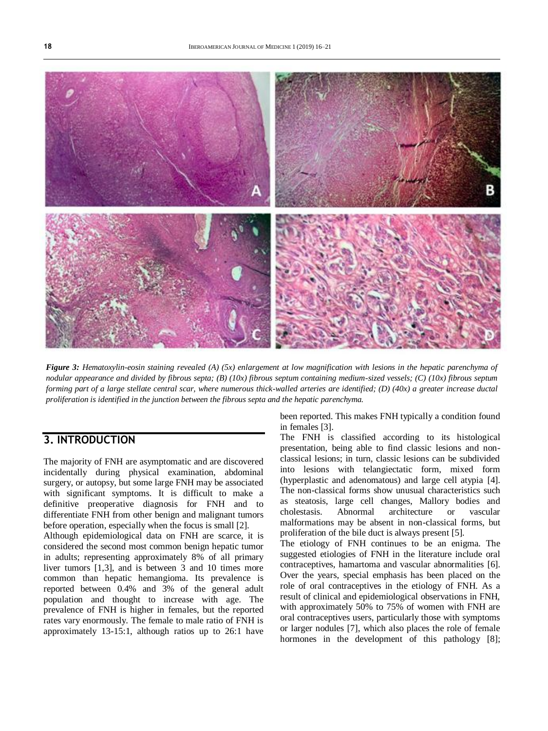*__Figure 3:__ Hematoxylin-eosin staining revealed (A) (5x) enlargement at low magnification with lesions in the hepatic parenchyma of nodular appearance and divided by fibrous septa; (B) (10x) fibrous septum containing medium-sized vessels; (C) (10x) fibrous septum forming part of a large stellate central scar, where numerous thick-walled arteries are identified; (D) (40x) a greater increase ductal proliferation is identified in the junction between the fibrous septa and the hepatic parenchyma.*

## 3. INTRODUCTION

The majority of FNH are asymptomatic and are discovered incidentally during physical examination, abdominal surgery, or autopsy, but some large FNH may be associated with significant symptoms. It is difficult to make a definitive preoperative diagnosis for FNH and to differentiate FNH from other benign and malignant tumors before operation, especially when the focus is small [2].

Although epidemiological data on FNH are scarce, it is considered the second most common benign hepatic tumor in adults; representing approximately 8% of all primary liver tumors [1,3], and is between 3 and 10 times more common than hepatic hemangioma. Its prevalence is reported between 0.4% and 3% of the general adult population and thought to increase with age. The prevalence of FNH is higher in females, but the reported rates vary enormously. The female to male ratio of FNH is approximately 13-15:1, although ratios up to 26:1 have been reported. This makes FNH typically a condition found in females [3].

The FNH is classified according to its histological presentation, being able to find classic lesions and non-classical lesions; in turn, classic lesions can be subdivided into lesions with telangiectatic form, mixed form (hyperplastic and adenomatous) and large cell atypia [4]. The non-classical forms show unusual characteristics such as steatosis, large cell changes, Mallory bodies and cholestasis. Abnormal architecture or vascular malformations may be absent in non-classical forms, but proliferation of the bile duct is always present [5].

The etiology of FNH continues to be an enigma. The suggested etiologies of FNH in the literature include oral contraceptives, hamartoma and vascular abnormalities [6]. Over the years, special emphasis has been placed on the role of oral contraceptives in the etiology of FNH. As a result of clinical and epidemiological observations in FNH, with approximately 50% to 75% of women with FNH are oral contraceptives users, particularly those with symptoms or larger nodules [7], which also places the role of female hormones in the development of this pathology [8];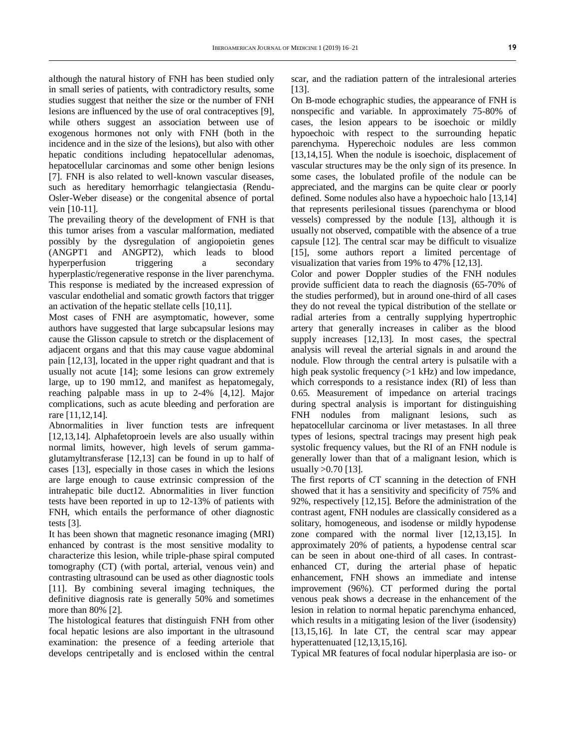although the natural history of FNH has been studied only in small series of patients, with contradictory results, some studies suggest that neither the size or the number of FNH lesions are influenced by the use of oral contraceptives [9], while others suggest an association between use of exogenous hormones not only with FNH (both in the incidence and in the size of the lesions), but also with other hepatic conditions including hepatocellular adenomas, hepatocellular carcinomas and some other benign lesions [7]. FNH is also related to well-known vascular diseases, such as hereditary hemorrhagic telangiectasia (Rendu-Osler-Weber disease) or the congenital absence of portal vein [10-11].

The prevailing theory of the development of FNH is that this tumor arises from a vascular malformation, mediated possibly by the dysregulation of angiopoietin genes (ANGPT1 and ANGPT2), which leads to blood hyperperfusion triggering a secondary hyperplastic/regenerative response in the liver parenchyma. This response is mediated by the increased expression of vascular endothelial and somatic growth factors that trigger an activation of the hepatic stellate cells [10,11].

Most cases of FNH are asymptomatic, however, some authors have suggested that large subcapsular lesions may cause the Glisson capsule to stretch or the displacement of adjacent organs and that this may cause vague abdominal pain [12,13], located in the upper right quadrant and that is usually not acute [14]; some lesions can grow extremely large, up to 190 mm12, and manifest as hepatomegaly, reaching palpable mass in up to 2-4% [4,12]. Major complications, such as acute bleeding and perforation are rare [11,12,14].

Abnormalities in liver function tests are infrequent [12,13,14]. Alphafetoproein levels are also usually within normal limits, however, high levels of serum gamma-glutamyltransferase [12,13] can be found in up to half of cases [13], especially in those cases in which the lesions are large enough to cause extrinsic compression of the intrahepatic bile duct12. Abnormalities in liver function tests have been reported in up to 12-13% of patients with FNH, which entails the performance of other diagnostic tests [3].

It has been shown that magnetic resonance imaging (MRI) enhanced by contrast is the most sensitive modality to characterize this lesion, while triple-phase spiral computed tomography (CT) (with portal, arterial, venous vein) and contrasting ultrasound can be used as other diagnostic tools [11]. By combining several imaging techniques, the definitive diagnosis rate is generally 50% and sometimes more than 80% [2].

The histological features that distinguish FNH from other focal hepatic lesions are also important in the ultrasound examination: the presence of a feeding arteriole that develops centripetally and is enclosed within the central scar, and the radiation pattern of the intralesional arteries [13].

On B-mode echographic studies, the appearance of FNH is nonspecific and variable. In approximately 75-80% of cases, the lesion appears to be isoechoic or mildly hypoechoic with respect to the surrounding hepatic parenchyma. Hyperechoic nodules are less common [13,14,15]. When the nodule is isoechoic, displacement of vascular structures may be the only sign of its presence. In some cases, the lobulated profile of the nodule can be appreciated, and the margins can be quite clear or poorly defined. Some nodules also have a hypoechoic halo [13,14] that represents perilesional tissues (parenchyma or blood vessels) compressed by the nodule [13], although it is usually not observed, compatible with the absence of a true capsule [12]. The central scar may be difficult to visualize [15], some authors report a limited percentage of visualization that varies from 19% to 47% [12,13].

Color and power Doppler studies of the FNH nodules provide sufficient data to reach the diagnosis (65-70% of the studies performed), but in around one-third of all cases they do not reveal the typical distribution of the stellate or radial arteries from a centrally supplying hypertrophic artery that generally increases in caliber as the blood supply increases [12,13]. In most cases, the spectral analysis will reveal the arterial signals in and around the nodule. Flow through the central artery is pulsatile with a high peak systolic frequency (>1 kHz) and low impedance, which corresponds to a resistance index (RI) of less than 0.65. Measurement of impedance on arterial tracings during spectral analysis is important for distinguishing FNH nodules from malignant lesions, such as hepatocellular carcinoma or liver metastases. In all three types of lesions, spectral tracings may present high peak systolic frequency values, but the RI of an FNH nodule is generally lower than that of a malignant lesion, which is usually >0.70 [13].

The first reports of CT scanning in the detection of FNH showed that it has a sensitivity and specificity of 75% and 92%, respectively [12,15]. Before the administration of the contrast agent, FNH nodules are classically considered as a solitary, homogeneous, and isodense or mildly hypodense zone compared with the normal liver [12,13,15]. In approximately 20% of patients, a hypodense central scar can be seen in about one-third of all cases. In contrast-enhanced CT, during the arterial phase of hepatic enhancement, FNH shows an immediate and intense improvement (96%). CT performed during the portal venous peak shows a decrease in the enhancement of the lesion in relation to normal hepatic parenchyma enhanced, which results in a mitigating lesion of the liver (isodensity) [13,15,16]. In late CT, the central scar may appear hyperattenuated [12,13,15,16].

Typical MR features of focal nodular hiperplasia are iso- or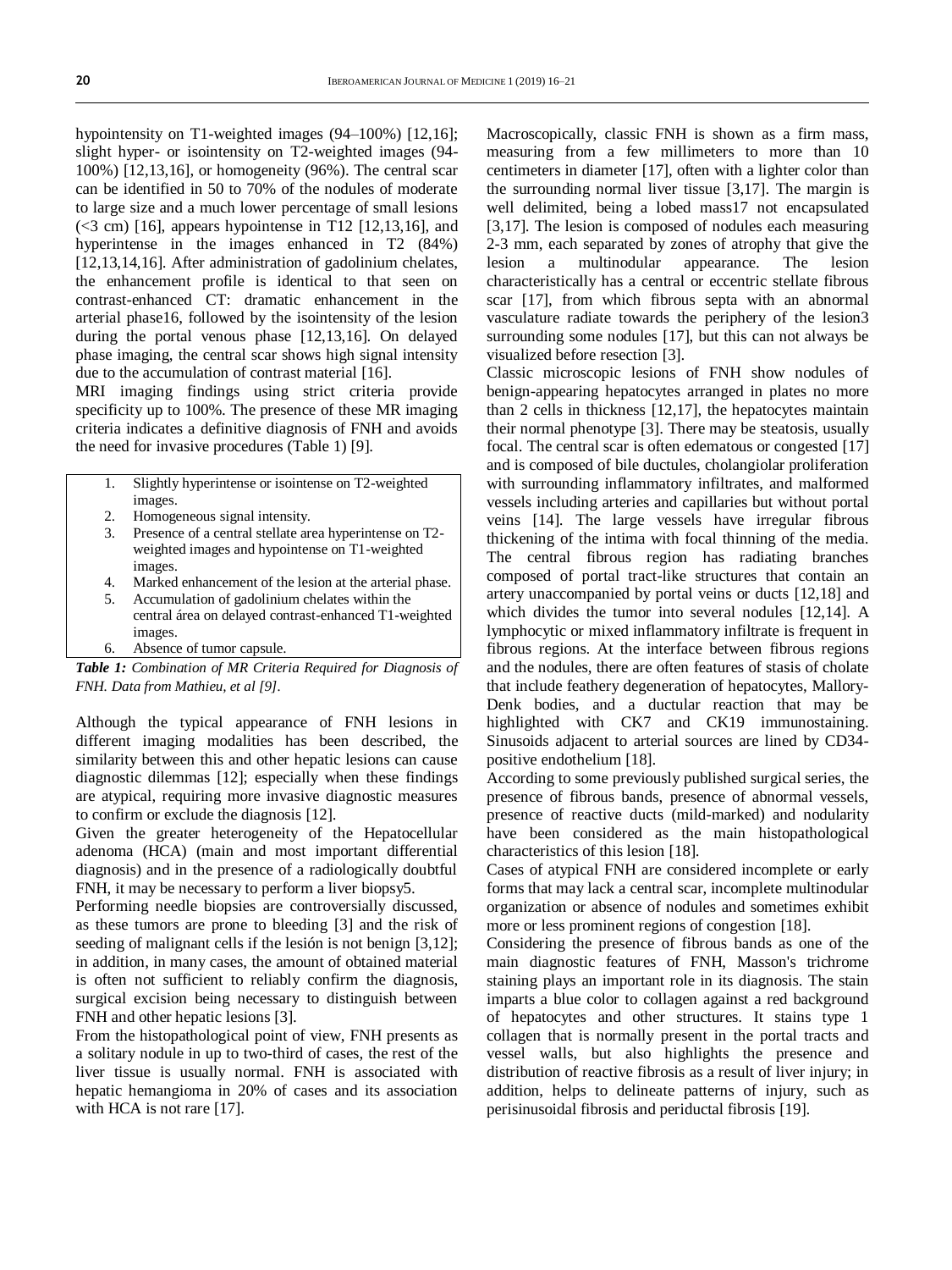hypointensity on T1-weighted images (94–100%) [12,16]; slight hyper- or isointensity on T2-weighted images (94-100%) [12,13,16], or homogeneity (96%). The central scar can be identified in 50 to 70% of the nodules of moderate to large size and a much lower percentage of small lesions (<3 cm) [16], appears hypointense in T12 [12,13,16], and hyperintense in the images enhanced in T2 (84%) [12,13,14,16]. After administration of gadolinium chelates, the enhancement profile is identical to that seen on contrast-enhanced CT: dramatic enhancement in the arterial phase16, followed by the isointensity of the lesion during the portal venous phase [12,13,16]. On delayed phase imaging, the central scar shows high signal intensity due to the accumulation of contrast material [16].

MRI imaging findings using strict criteria provide specificity up to 100%. The presence of these MR imaging criteria indicates a definitive diagnosis of FNH and avoids the need for invasive procedures (Table 1) [9].

1. Slightly hyperintense or isointense on T2-weighted images.
2. Homogeneous signal intensity.
3. Presence of a central stellate area hyperintense on T2-weighted images and hypointense on T1-weighted images.
4. Marked enhancement of the lesion at the arterial phase.
5. Accumulation of gadolinium chelates within the central área on delayed contrast-enhanced T1-weighted images.
6. Absence of tumor capsule.

***Table 1:*** *Combination of MR Criteria Required for Diagnosis of FNH. Data from Mathieu, et al [9].*

Although the typical appearance of FNH lesions in different imaging modalities has been described, the similarity between this and other hepatic lesions can cause diagnostic dilemmas [12]; especially when these findings are atypical, requiring more invasive diagnostic measures to confirm or exclude the diagnosis [12].

Given the greater heterogeneity of the Hepatocellular adenoma (HCA) (main and most important differential diagnosis) and in the presence of a radiologically doubtful FNH, it may be necessary to perform a liver biopsy5.

Performing needle biopsies are controversially discussed, as these tumors are prone to bleeding [3] and the risk of seeding of malignant cells if the lesión is not benign [3,12]; in addition, in many cases, the amount of obtained material is often not sufficient to reliably confirm the diagnosis, surgical excision being necessary to distinguish between FNH and other hepatic lesions [3].

From the histopathological point of view, FNH presents as a solitary nodule in up to two-third of cases, the rest of the liver tissue is usually normal. FNH is associated with hepatic hemangioma in 20% of cases and its association with HCA is not rare [17].

Macroscopically, classic FNH is shown as a firm mass, measuring from a few millimeters to more than 10 centimeters in diameter [17], often with a lighter color than the surrounding normal liver tissue [3,17]. The margin is well delimited, being a lobed mass17 not encapsulated [3,17]. The lesion is composed of nodules each measuring 2-3 mm, each separated by zones of atrophy that give the lesion a multinodular appearance. The lesion characteristically has a central or eccentric stellate fibrous scar [17], from which fibrous septa with an abnormal vasculature radiate towards the periphery of the lesion3 surrounding some nodules [17], but this can not always be visualized before resection [3].

Classic microscopic lesions of FNH show nodules of benign-appearing hepatocytes arranged in plates no more than 2 cells in thickness [12,17], the hepatocytes maintain their normal phenotype [3]. There may be steatosis, usually focal. The central scar is often edematous or congested [17] and is composed of bile ductules, cholangiolar proliferation with surrounding inflammatory infiltrates, and malformed vessels including arteries and capillaries but without portal veins [14]. The large vessels have irregular fibrous thickening of the intima with focal thinning of the media. The central fibrous region has radiating branches composed of portal tract-like structures that contain an artery unaccompanied by portal veins or ducts [12,18] and which divides the tumor into several nodules [12,14]. A lymphocytic or mixed inflammatory infiltrate is frequent in fibrous regions. At the interface between fibrous regions and the nodules, there are often features of stasis of cholate that include feathery degeneration of hepatocytes, Mallory-Denk bodies, and a ductular reaction that may be highlighted with CK7 and CK19 immunostaining. Sinusoids adjacent to arterial sources are lined by CD34-positive endothelium [18].

According to some previously published surgical series, the presence of fibrous bands, presence of abnormal vessels, presence of reactive ducts (mild-marked) and nodularity have been considered as the main histopathological characteristics of this lesion [18].

Cases of atypical FNH are considered incomplete or early forms that may lack a central scar, incomplete multinodular organization or absence of nodules and sometimes exhibit more or less prominent regions of congestion [18].

Considering the presence of fibrous bands as one of the main diagnostic features of FNH, Masson's trichrome staining plays an important role in its diagnosis. The stain imparts a blue color to collagen against a red background of hepatocytes and other structures. It stains type 1 collagen that is normally present in the portal tracts and vessel walls, but also highlights the presence and distribution of reactive fibrosis as a result of liver injury; in addition, helps to delineate patterns of injury, such as perisinusoidal fibrosis and periductal fibrosis [19].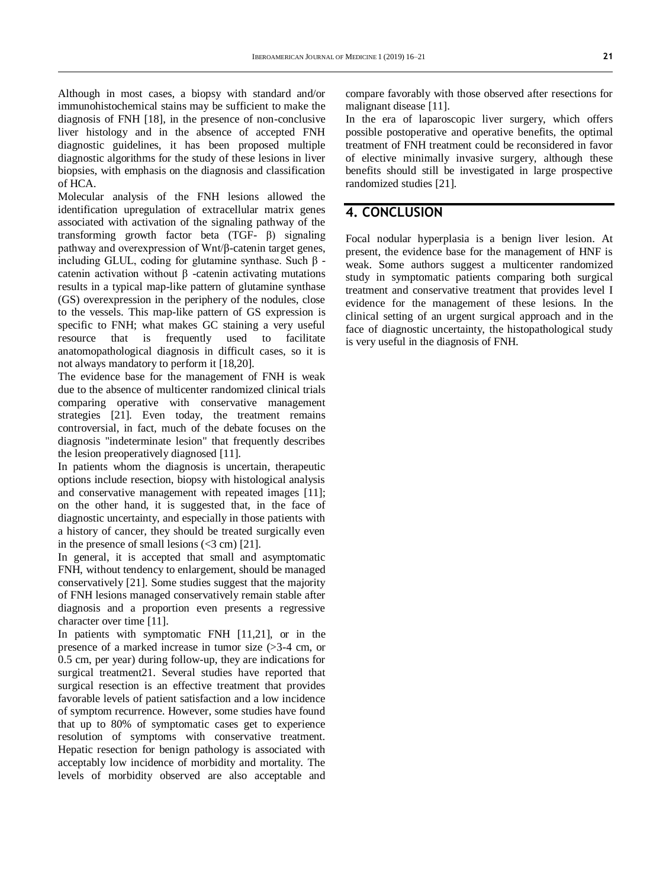Although in most cases, a biopsy with standard and/or immunohistochemical stains may be sufficient to make the diagnosis of FNH [18], in the presence of non-conclusive liver histology and in the absence of accepted FNH diagnostic guidelines, it has been proposed multiple diagnostic algorithms for the study of these lesions in liver biopsies, with emphasis on the diagnosis and classification of HCA.

Molecular analysis of the FNH lesions allowed the identification upregulation of extracellular matrix genes associated with activation of the signaling pathway of the transforming growth factor beta (TGF- β) signaling pathway and overexpression of Wnt/β-catenin target genes, including GLUL, coding for glutamine synthase. Such β -catenin activation without β -catenin activating mutations results in a typical map-like pattern of glutamine synthase (GS) overexpression in the periphery of the nodules, close to the vessels. This map-like pattern of GS expression is specific to FNH; what makes GC staining a very useful resource that is frequently used to facilitate anatomopathological diagnosis in difficult cases, so it is not always mandatory to perform it [18,20].

The evidence base for the management of FNH is weak due to the absence of multicenter randomized clinical trials comparing operative with conservative management strategies [21]. Even today, the treatment remains controversial, in fact, much of the debate focuses on the diagnosis "indeterminate lesion" that frequently describes the lesion preoperatively diagnosed [11].

In patients whom the diagnosis is uncertain, therapeutic options include resection, biopsy with histological analysis and conservative management with repeated images [11]; on the other hand, it is suggested that, in the face of diagnostic uncertainty, and especially in those patients with a history of cancer, they should be treated surgically even in the presence of small lesions (<3 cm) [21].

In general, it is accepted that small and asymptomatic FNH, without tendency to enlargement, should be managed conservatively [21]. Some studies suggest that the majority of FNH lesions managed conservatively remain stable after diagnosis and a proportion even presents a regressive character over time [11].

In patients with symptomatic FNH [11,21], or in the presence of a marked increase in tumor size (>3-4 cm, or 0.5 cm, per year) during follow-up, they are indications for surgical treatment21. Several studies have reported that surgical resection is an effective treatment that provides favorable levels of patient satisfaction and a low incidence of symptom recurrence. However, some studies have found that up to 80% of symptomatic cases get to experience resolution of symptoms with conservative treatment. Hepatic resection for benign pathology is associated with acceptably low incidence of morbidity and mortality. The levels of morbidity observed are also acceptable and compare favorably with those observed after resections for malignant disease [11].

In the era of laparoscopic liver surgery, which offers possible postoperative and operative benefits, the optimal treatment of FNH treatment could be reconsidered in favor of elective minimally invasive surgery, although these benefits should still be investigated in large prospective randomized studies [21].

## 4. CONCLUSION

Focal nodular hyperplasia is a benign liver lesion. At present, the evidence base for the management of HNF is weak. Some authors suggest a multicenter randomized study in symptomatic patients comparing both surgical treatment and conservative treatment that provides level I evidence for the management of these lesions. In the clinical setting of an urgent surgical approach and in the face of diagnostic uncertainty, the histopathological study is very useful in the diagnosis of FNH.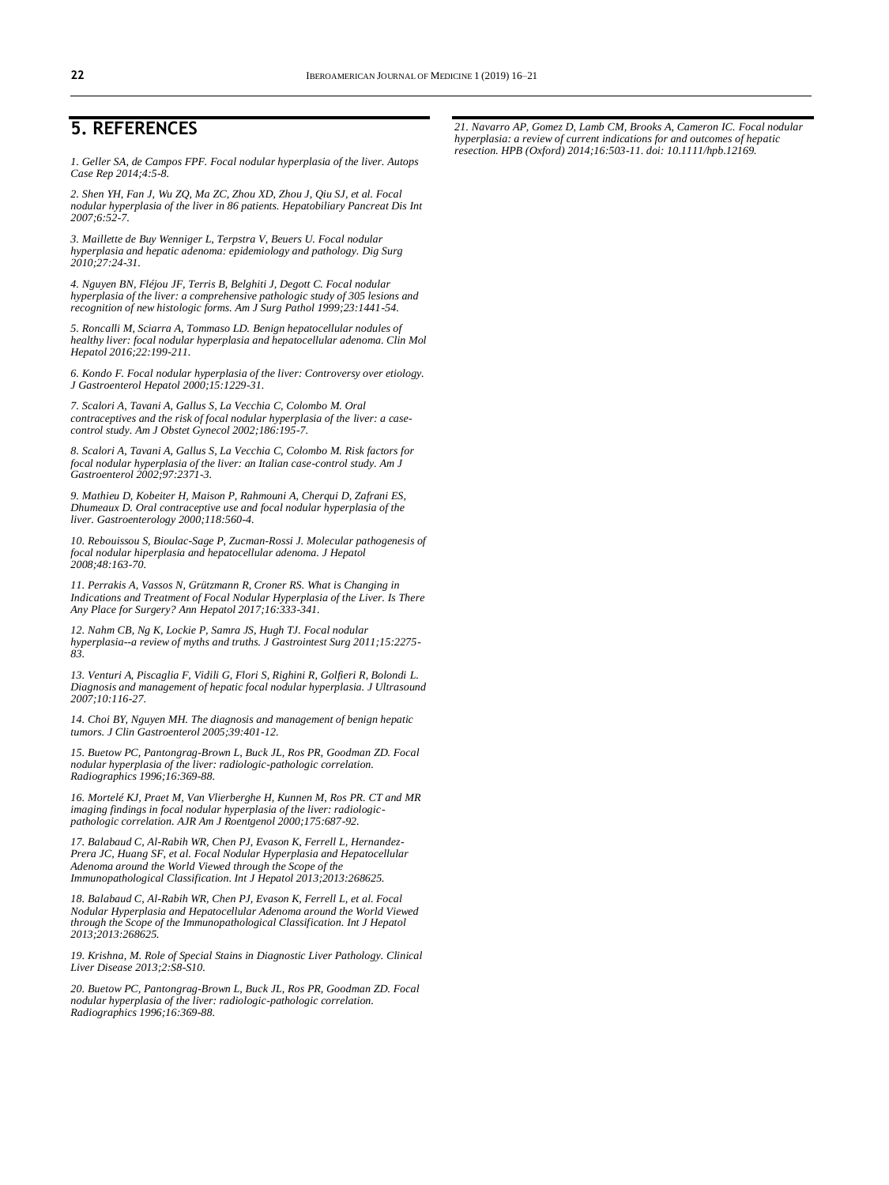## 5. REFERENCES

*1. Geller SA, de Campos FPF. Focal nodular hyperplasia of the liver. Autops Case Rep 2014;4:5-8.*

*2. Shen YH, Fan J, Wu ZQ, Ma ZC, Zhou XD, Zhou J, Qiu SJ, et al. Focal nodular hyperplasia of the liver in 86 patients. Hepatobiliary Pancreat Dis Int 2007;6:52-7.*

*3. Maillette de Buy Wenniger L, Terpstra V, Beuers U. Focal nodular hyperplasia and hepatic adenoma: epidemiology and pathology. Dig Surg 2010;27:24-31.*

*4. Nguyen BN, Fléjou JF, Terris B, Belghiti J, Degott C. Focal nodular hyperplasia of the liver: a comprehensive pathologic study of 305 lesions and recognition of new histologic forms. Am J Surg Pathol 1999;23:1441-54.*

*5. Roncalli M, Sciarra A, Tommaso LD. Benign hepatocellular nodules of healthy liver: focal nodular hyperplasia and hepatocellular adenoma. Clin Mol Hepatol 2016;22:199-211.*

*6. Kondo F. Focal nodular hyperplasia of the liver: Controversy over etiology. J Gastroenterol Hepatol 2000;15:1229-31.*

*7. Scalori A, Tavani A, Gallus S, La Vecchia C, Colombo M. Oral contraceptives and the risk of focal nodular hyperplasia of the liver: a case-control study. Am J Obstet Gynecol 2002;186:195-7.*

*8. Scalori A, Tavani A, Gallus S, La Vecchia C, Colombo M. Risk factors for focal nodular hyperplasia of the liver: an Italian case-control study. Am J Gastroenterol 2002;97:2371-3.*

*9. Mathieu D, Kobeiter H, Maison P, Rahmouni A, Cherqui D, Zafrani ES, Dhumeaux D. Oral contraceptive use and focal nodular hyperplasia of the liver. Gastroenterology 2000;118:560-4.*

*10. Rebouissou S, Bioulac-Sage P, Zucman-Rossi J. Molecular pathogenesis of focal nodular hiperplasia and hepatocellular adenoma. J Hepatol 2008;48:163-70.*

*11. Perrakis A, Vassos N, Grützmann R, Croner RS. What is Changing in Indications and Treatment of Focal Nodular Hyperplasia of the Liver. Is There Any Place for Surgery? Ann Hepatol 2017;16:333-341.*

*12. Nahm CB, Ng K, Lockie P, Samra JS, Hugh TJ. Focal nodular hyperplasia--a review of myths and truths. J Gastrointest Surg 2011;15:2275-83.*

*13. Venturi A, Piscaglia F, Vidili G, Flori S, Righini R, Golfieri R, Bolondi L. Diagnosis and management of hepatic focal nodular hyperplasia. J Ultrasound 2007;10:116-27.*

*14. Choi BY, Nguyen MH. The diagnosis and management of benign hepatic tumors. J Clin Gastroenterol 2005;39:401-12.*

*15. Buetow PC, Pantongrag-Brown L, Buck JL, Ros PR, Goodman ZD. Focal nodular hyperplasia of the liver: radiologic-pathologic correlation. Radiographics 1996;16:369-88.*

*16. Mortelé KJ, Praet M, Van Vlierberghe H, Kunnen M, Ros PR. CT and MR imaging findings in focal nodular hyperplasia of the liver: radiologic-pathologic correlation. AJR Am J Roentgenol 2000;175:687-92.*

*17. Balabaud C, Al-Rabih WR, Chen PJ, Evason K, Ferrell L, Hernandez-Prera JC, Huang SF, et al. Focal Nodular Hyperplasia and Hepatocellular Adenoma around the World Viewed through the Scope of the Immunopathological Classification. Int J Hepatol 2013;2013:268625.*

*18. Balabaud C, Al-Rabih WR, Chen PJ, Evason K, Ferrell L, et al. Focal Nodular Hyperplasia and Hepatocellular Adenoma around the World Viewed through the Scope of the Immunopathological Classification. Int J Hepatol 2013;2013:268625.*

*19. Krishna, M. Role of Special Stains in Diagnostic Liver Pathology. Clinical Liver Disease 2013;2:S8-S10.*

*20. Buetow PC, Pantongrag-Brown L, Buck JL, Ros PR, Goodman ZD. Focal nodular hyperplasia of the liver: radiologic-pathologic correlation. Radiographics 1996;16:369-88.*

*21. Navarro AP, Gomez D, Lamb CM, Brooks A, Cameron IC. Focal nodular hyperplasia: a review of current indications for and outcomes of hepatic resection. HPB (Oxford) 2014;16:503-11. doi: 10.1111/hpb.12169.*